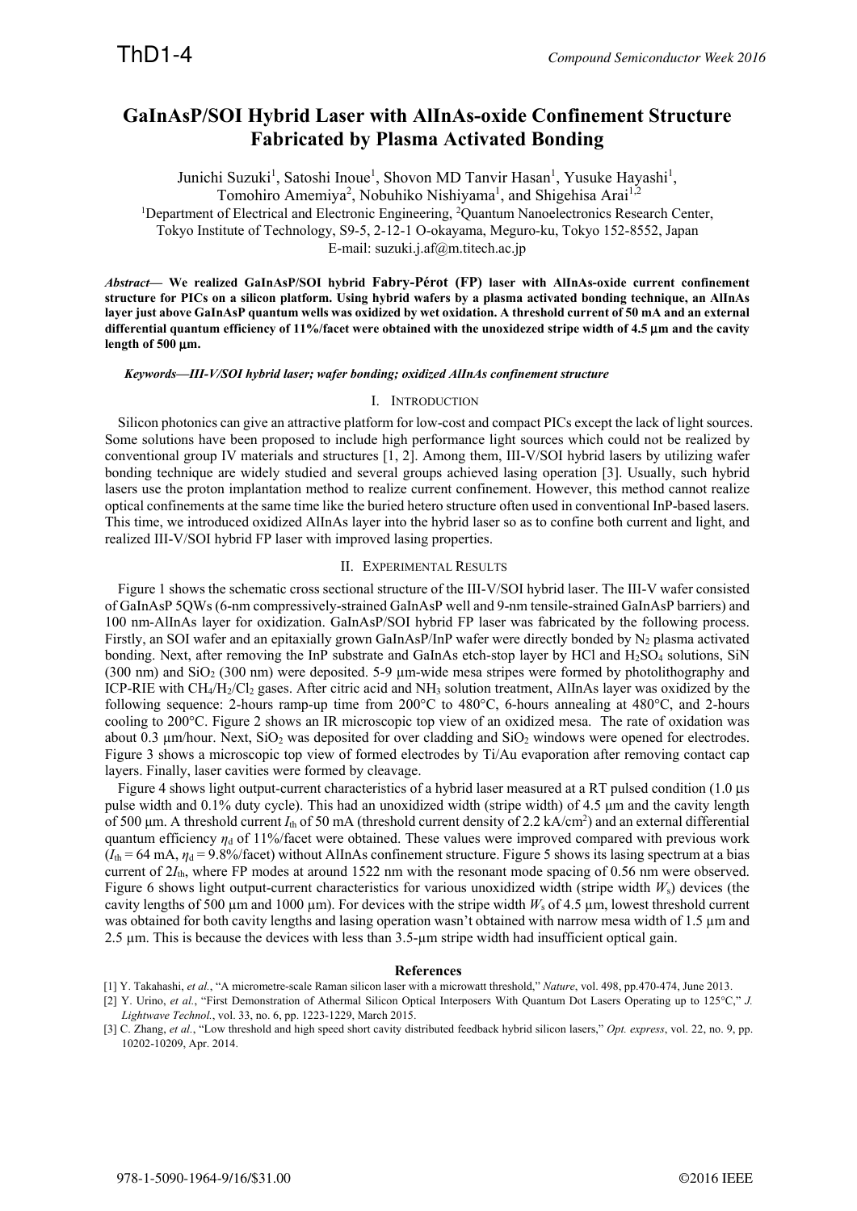# GaInAsP/SOI Hybrid Laser with AlInAs-oxide Confinement Structure Fabricated by Plasma Activated Bonding

Junichi Suzuki[1], Satoshi Inoue[1], Shovon MD Tanvir Hasan[1], Yusuke Hayashi[1], Tomohiro Amemiya[2], Nobuhiko Nishiyama[1], and Shigehisa Arai[1,2]

[1]Department of Electrical and Electronic Engineering, [2]Quantum Nanoelectronics Research Center, Tokyo Institute of Technology, S9-5, 2-12-1 O-okayama, Meguro-ku, Tokyo 152-8552, Japan

E-mail: suzuki.j.af@m.titech.ac.jp

***Abstract***— **We realized GaInAsP/SOI hybrid Fabry-Pérot (FP) laser with AlInAs-oxide current confinement structure for PICs on a silicon platform. Using hybrid wafers by a plasma activated bonding technique, an AlInAs layer just above GaInAsP quantum wells was oxidized by wet oxidation. A threshold current of 50 mA and an external differential quantum efficiency of 11%/facet were obtained with the unoxidezed stripe width of 4.5 μm and the cavity length of 500 μm.**

***Keywords—III-V/SOI hybrid laser; wafer bonding; oxidized AlInAs confinement structure***

## I. Introduction

Silicon photonics can give an attractive platform for low-cost and compact PICs except the lack of light sources. Some solutions have been proposed to include high performance light sources which could not be realized by conventional group IV materials and structures [1, 2]. Among them, III-V/SOI hybrid lasers by utilizing wafer bonding technique are widely studied and several groups achieved lasing operation [3]. Usually, such hybrid lasers use the proton implantation method to realize current confinement. However, this method cannot realize optical confinements at the same time like the buried hetero structure often used in conventional InP-based lasers. This time, we introduced oxidized AlInAs layer into the hybrid laser so as to confine both current and light, and realized III-V/SOI hybrid FP laser with improved lasing properties.

## II. Experimental Results

Figure 1 shows the schematic cross sectional structure of the III-V/SOI hybrid laser. The III-V wafer consisted of GaInAsP 5QWs (6-nm compressively-strained GaInAsP well and 9-nm tensile-strained GaInAsP barriers) and 100 nm-AlInAs layer for oxidization. GaInAsP/SOI hybrid FP laser was fabricated by the following process. Firstly, an SOI wafer and an epitaxially grown GaInAsP/InP wafer were directly bonded by $N_2$ plasma activated bonding. Next, after removing the InP substrate and GaInAs etch-stop layer by HCl and $H_2SO_4$ solutions, SiN (300 nm) and $SiO_2$ (300 nm) were deposited. 5-9 μm-wide mesa stripes were formed by photolithography and ICP-RIE with $CH_4/H_2/Cl_2$ gases. After citric acid and $NH_3$ solution treatment, AlInAs layer was oxidized by the following sequence: 2-hours ramp-up time from 200°C to 480°C, 6-hours annealing at 480°C, and 2-hours cooling to 200°C. Figure 2 shows an IR microscopic top view of an oxidized mesa. The rate of oxidation was about 0.3 μm/hour. Next, $SiO_2$ was deposited for over cladding and $SiO_2$ windows were opened for electrodes. Figure 3 shows a microscopic top view of formed electrodes by Ti/Au evaporation after removing contact cap layers. Finally, laser cavities were formed by cleavage.

Figure 4 shows light output-current characteristics of a hybrid laser measured at a RT pulsed condition (1.0 μs pulse width and 0.1% duty cycle). This had an unoxidized width (stripe width) of 4.5 μm and the cavity length of 500 μm. A threshold current $I_{th}$ of 50 mA (threshold current density of 2.2 kA/cm$^2$) and an external differential quantum efficiency $\eta_d$ of 11%/facet were obtained. These values were improved compared with previous work ($I_{th}$ = 64 mA, $\eta_d$ = 9.8%/facet) without AlInAs confinement structure. Figure 5 shows its lasing spectrum at a bias current of $2I_{th}$, where FP modes at around 1522 nm with the resonant mode spacing of 0.56 nm were observed. Figure 6 shows light output-current characteristics for various unoxidized width (stripe width $W_s$) devices (the cavity lengths of 500 μm and 1000 μm). For devices with the stripe width $W_s$ of 4.5 μm, lowest threshold current was obtained for both cavity lengths and lasing operation wasn't obtained with narrow mesa width of 1.5 μm and 2.5 μm. This is because the devices with less than 3.5-μm stripe width had insufficient optical gain.

### References

[1] Y. Takahashi, *et al.*, "A micrometre-scale Raman silicon laser with a microwatt threshold," *Nature*, vol. 498, pp.470-474, June 2013.

[2] Y. Urino, *et al.*, "First Demonstration of Athermal Silicon Optical Interposers With Quantum Dot Lasers Operating up to 125°C," *J. Lightwave Technol.*, vol. 33, no. 6, pp. 1223-1229, March 2015.

[3] C. Zhang, *et al.*, "Low threshold and high speed short cavity distributed feedback hybrid silicon lasers," *Opt. express*, vol. 22, no. 9, pp. 10202-10209, Apr. 2014.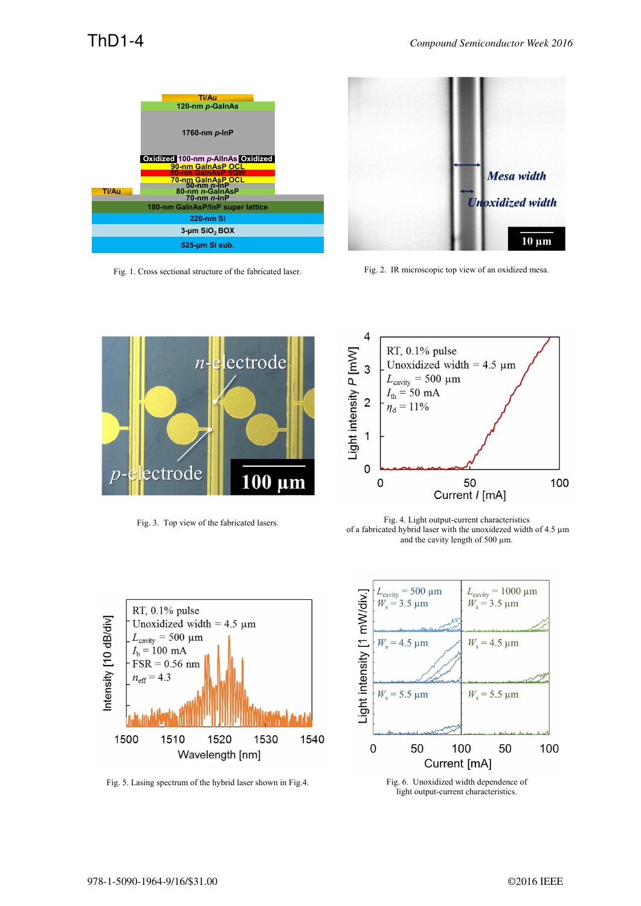Ti/Au
120-nm p-GaInAs
1760-nm p-InP
Oxidized 100-nm p-AlInAs Oxidized
90-nm GaInAsP OCL
80-nm GaInAsP 5QW
70-nm GaInAsP OCL
50-nm n-InP
Ti/Au
80-nm n-GaInAsP
70-nm n-InP
180-nm GaInAsP/InP super lattice
220-nm Si
3-μm $SiO_2$ BOX
525-μm Si sub.

Fig. 1. Cross sectional structure of the fabricated laser.

Mesa width
Unoxidized width
10 μm

Fig. 2. IR microscopic top view of an oxidized mesa.

n-electrode
p-electrode
100 μm

Fig. 3. Top view of the fabricated lasers.

RT, 0.1% pulse
Unoxidized width = 4.5 μm
$L_{cavity}$ = 500 μm
$I_{th}$ = 50 mA
$\eta_d$ = 11%
Light intensity $P$ [mW]
0 1 2 3 4
0 50 100
Current $I$ [mA]

Fig. 4. Light output-current characteristics of a fabricated hybrid laser with the unoxidezed width of 4.5 μm and the cavity length of 500 μm.

RT, 0.1% pulse
Unoxidized width = 4.5 μm
$L_{cavity}$ = 500 μm
$I_b$ = 100 mA
FSR = 0.56 nm
$n_{eff}$ = 4.3
Intensity [10 dB/div]
1500 1510 1520 1530 1540
Wavelength [nm]

Fig. 5. Lasing spectrum of the hybrid laser shown in Fig.4.

$L_{cavity}$ = 500 μm
$W_s$ = 3.5 μm
$W_s$ = 4.5 μm
$W_s$ = 5.5 μm
$L_{cavity}$ = 1000 μm
$W_s$ = 3.5 μm
$W_s$ = 4.5 μm
$W_s$ = 5.5 μm
Light intensity [1 mW/div.]
0 50 100 50 100
Current [mA]

Fig. 6. Unoxidized width dependence of light output-current characteristics.

978-1-5090-1964-9/16/$31.00 ©2016 IEEE